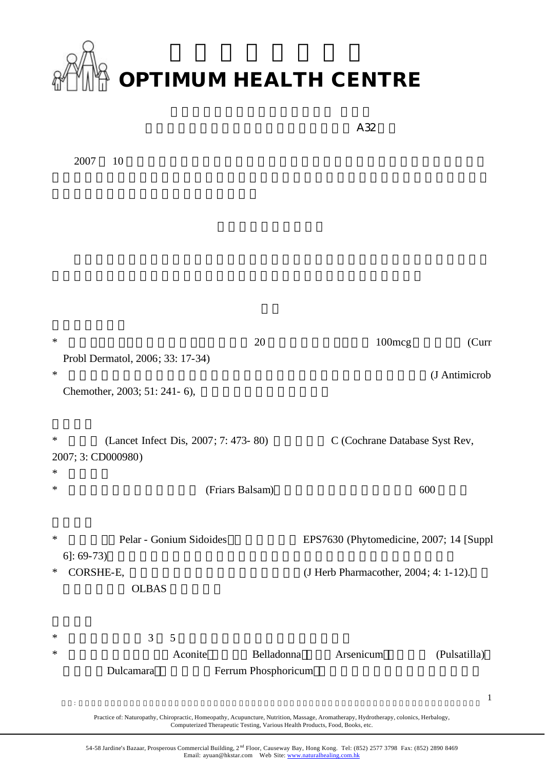# OPTIMUM HEALTH CENTRE

A32

2007 10

*  20  100mcg  (Curr Probl Dermatol, 2006; 33: 17-34)
*  (J Antimicrob Chemother, 2003; 51: 241- 6),

*  (Lancet Infect Dis, 2007; 7: 473- 80)  C (Cochrane Database Syst Rev, 2007; 3: CD000980)
*
*  (Friars Balsam)  600

*  Pelar - Gonium Sidoides  EPS7630 (Phytomedicine, 2007; 14 [Suppl 6]: 69-73)
*  CORSHE-E,  (J Herb Pharmacother, 2004; 4: 1-12). OLBAS

*  3 5
*  Aconite  Belladonna  Arsenicum  (Pulsatilla) Dulcamara  Ferrum Phosphoricum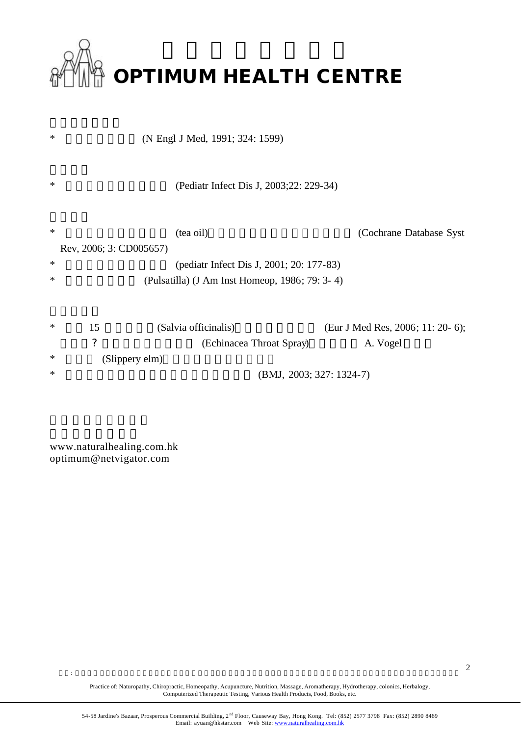* (N Engl J Med, 1991; 324: 1599)

* (Pediatr Infect Dis J, 2003;22: 229-34)

* (tea oil) (Cochrane Database Syst Rev, 2006; 3: CD005657)
* (pediatr Infect Dis J, 2001; 20: 177-83)
* (Pulsatilla) (J Am Inst Homeop, 1986; 79: 3- 4)

* 15 (Salvia officinalis) (Eur J Med Res, 2006; 11: 20- 6); ? (Echinacea Throat Spray) A. Vogel
* (Slippery elm)
* (BMJ, 2003; 327: 1324-7)

www.naturalhealing.com.hk
optimum@netvigator.com